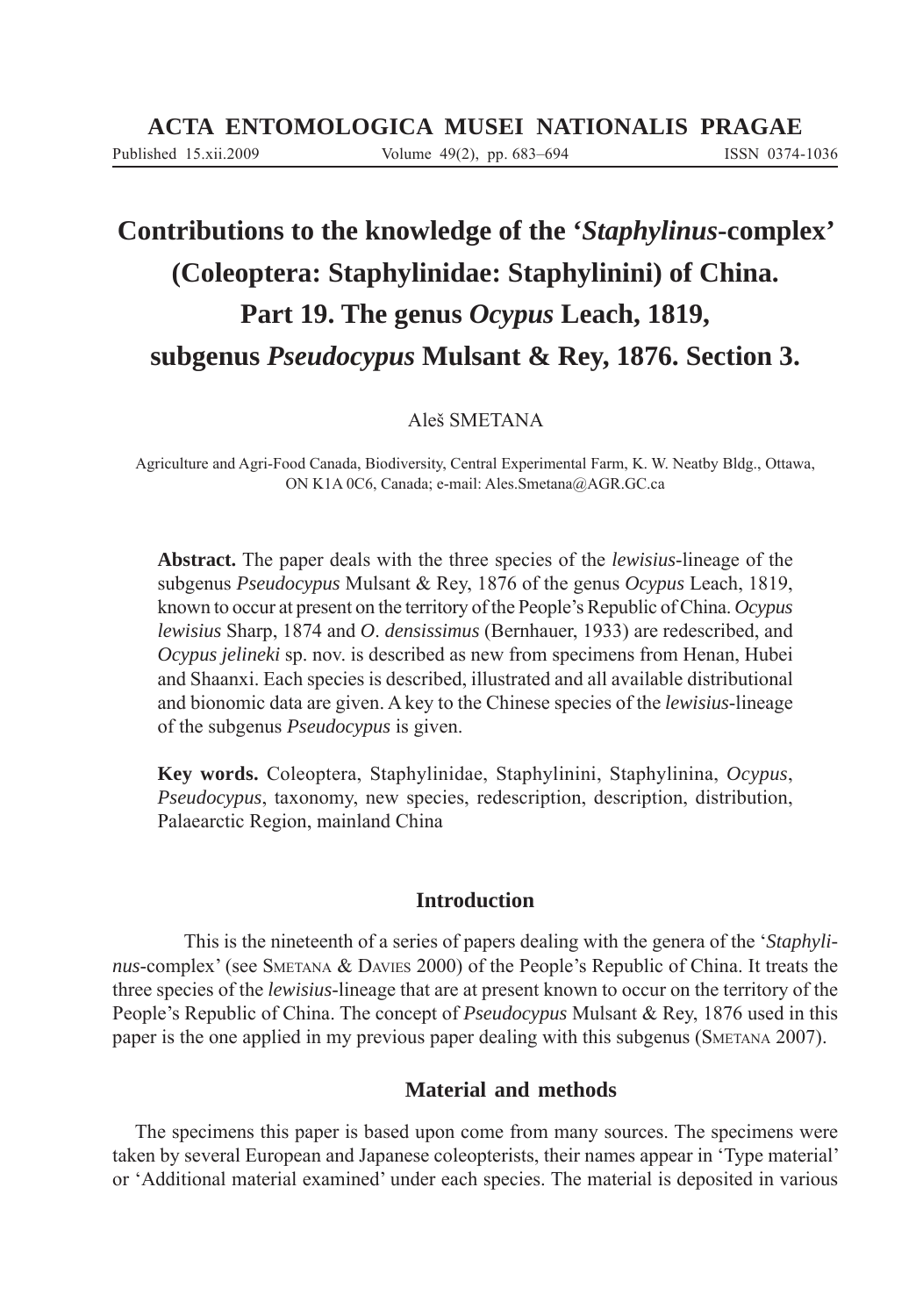ACTA ENTOMOLOGICA MUSEI NATIONALIS PRAGAE

Published 15.xii.2009 Volume 49(2), pp. 683–694 ISSN 0374-1036

# Contributions to the knowledge of the '*Staphylinus*-complex' (Coleoptera: Staphylinidae: Staphylinini) of China. Part 19. The genus *Ocypus* Leach, 1819, subgenus *Pseudocypus* Mulsant & Rey, 1876. Section 3.

Aleš SMETANA

Agriculture and Agri-Food Canada, Biodiversity, Central Experimental Farm, K. W. Neatby Bldg., Ottawa, ON K1A 0C6, Canada; e-mail: Ales.Smetana@AGR.GC.ca

**Abstract.** The paper deals with the three species of the *lewisius*-lineage of the subgenus *Pseudocypus* Mulsant & Rey, 1876 of the genus *Ocypus* Leach, 1819, known to occur at present on the territory of the People's Republic of China. *Ocypus lewisius* Sharp, 1874 and *O. densissimus* (Bernhauer, 1933) are redescribed, and *Ocypus jelineki* sp. nov. is described as new from specimens from Henan, Hubei and Shaanxi. Each species is described, illustrated and all available distributional and bionomic data are given. A key to the Chinese species of the *lewisius*-lineage of the subgenus *Pseudocypus* is given.

**Key words.** Coleoptera, Staphylinidae, Staphylinini, Staphylinina, *Ocypus*, *Pseudocypus*, taxonomy, new species, redescription, description, distribution, Palaearctic Region, mainland China

## Introduction

This is the nineteenth of a series of papers dealing with the genera of the '*Staphylinus*-complex' (see SMETANA & DAVIES 2000) of the People's Republic of China. It treats the three species of the *lewisius*-lineage that are at present known to occur on the territory of the People's Republic of China. The concept of *Pseudocypus* Mulsant & Rey, 1876 used in this paper is the one applied in my previous paper dealing with this subgenus (SMETANA 2007).

## Material and methods

The specimens this paper is based upon come from many sources. The specimens were taken by several European and Japanese coleopterists, their names appear in 'Type material' or 'Additional material examined' under each species. The material is deposited in various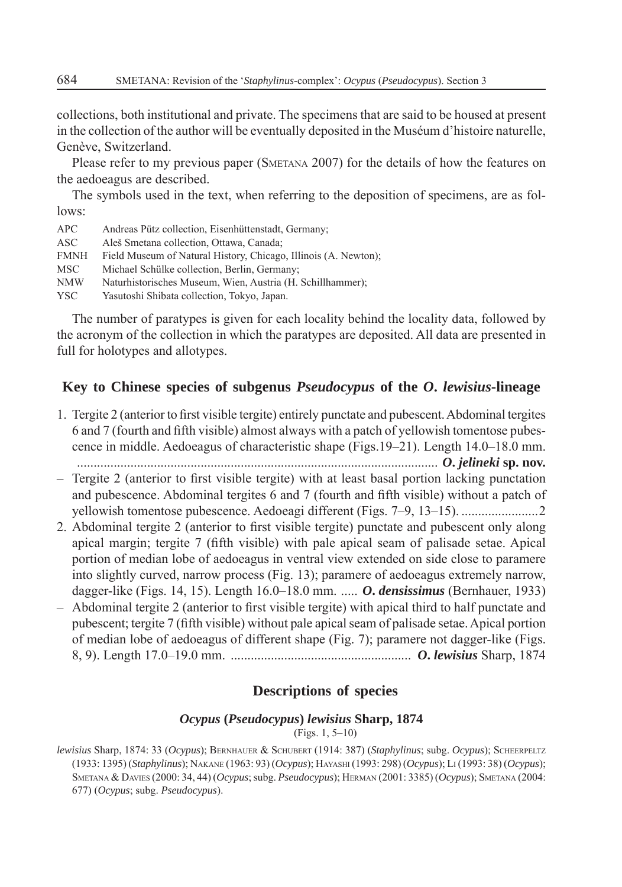collections, both institutional and private. The specimens that are said to be housed at present in the collection of the author will be eventually deposited in the Muséum d'histoire naturelle, Genève, Switzerland.

Please refer to my previous paper (Smetana 2007) for the details of how the features on the aedoeagus are described.

The symbols used in the text, when referring to the deposition of specimens, are as follows:

APC Andreas Pütz collection, Eisenhüttenstadt, Germany;
ASC Aleš Smetana collection, Ottawa, Canada;
FMNH Field Museum of Natural History, Chicago, Illinois (A. Newton);
MSC Michael Schülke collection, Berlin, Germany;
NMW Naturhistorisches Museum, Wien, Austria (H. Schillhammer);
YSC Yasutoshi Shibata collection, Tokyo, Japan.

The number of paratypes is given for each locality behind the locality data, followed by the acronym of the collection in which the paratypes are deposited. All data are presented in full for holotypes and allotypes.

## Key to Chinese species of subgenus *Pseudocypus* of the *O. lewisius*-lineage

1. Tergite 2 (anterior to first visible tergite) entirely punctate and pubescent. Abdominal tergites 6 and 7 (fourth and fifth visible) almost always with a patch of yellowish tomentose pubescence in middle. Aedoeagus of characteristic shape (Figs.19–21). Length 14.0–18.0 mm. .......................................................................................................... ***O. jelineki* sp. nov.**
– Tergite 2 (anterior to first visible tergite) with at least basal portion lacking punctation and pubescence. Abdominal tergites 6 and 7 (fourth and fifth visible) without a patch of yellowish tomentose pubescence. Aedoeagi different (Figs. 7–9, 13–15). .......................2
2. Abdominal tergite 2 (anterior to first visible tergite) punctate and pubescent only along apical margin; tergite 7 (fifth visible) with pale apical seam of palisade setae. Apical portion of median lobe of aedoeagus in ventral view extended on side close to paramere into slightly curved, narrow process (Fig. 13); paramere of aedoeagus extremely narrow, dagger-like (Figs. 14, 15). Length 16.0–18.0 mm. ..... ***O. densissimus*** (Bernhauer, 1933)
– Abdominal tergite 2 (anterior to first visible tergite) with apical third to half punctate and pubescent; tergite 7 (fifth visible) without pale apical seam of palisade setae. Apical portion of median lobe of aedoeagus of different shape (Fig. 7); paramere not dagger-like (Figs. 8, 9). Length 17.0–19.0 mm. ..................................................... ***O. lewisius*** Sharp, 1874

## Descriptions of species

### *Ocypus* (*Pseudocypus*) *lewisius* Sharp, 1874

(Figs. 1, 5–10)

*lewisius* Sharp, 1874: 33 (*Ocypus*); Bernhauer & Schubert (1914: 387) (*Staphylinus*; subg. *Ocypus*); Scheerpeltz (1933: 1395) (*Staphylinus*); Nakane (1963: 93) (*Ocypus*); Hayashi (1993: 298) (*Ocypus*); Li (1993: 38) (*Ocypus*); Smetana & Davies (2000: 34, 44) (*Ocypus*; subg. *Pseudocypus*); Herman (2001: 3385) (*Ocypus*); Smetana (2004: 677) (*Ocypus*; subg. *Pseudocypus*).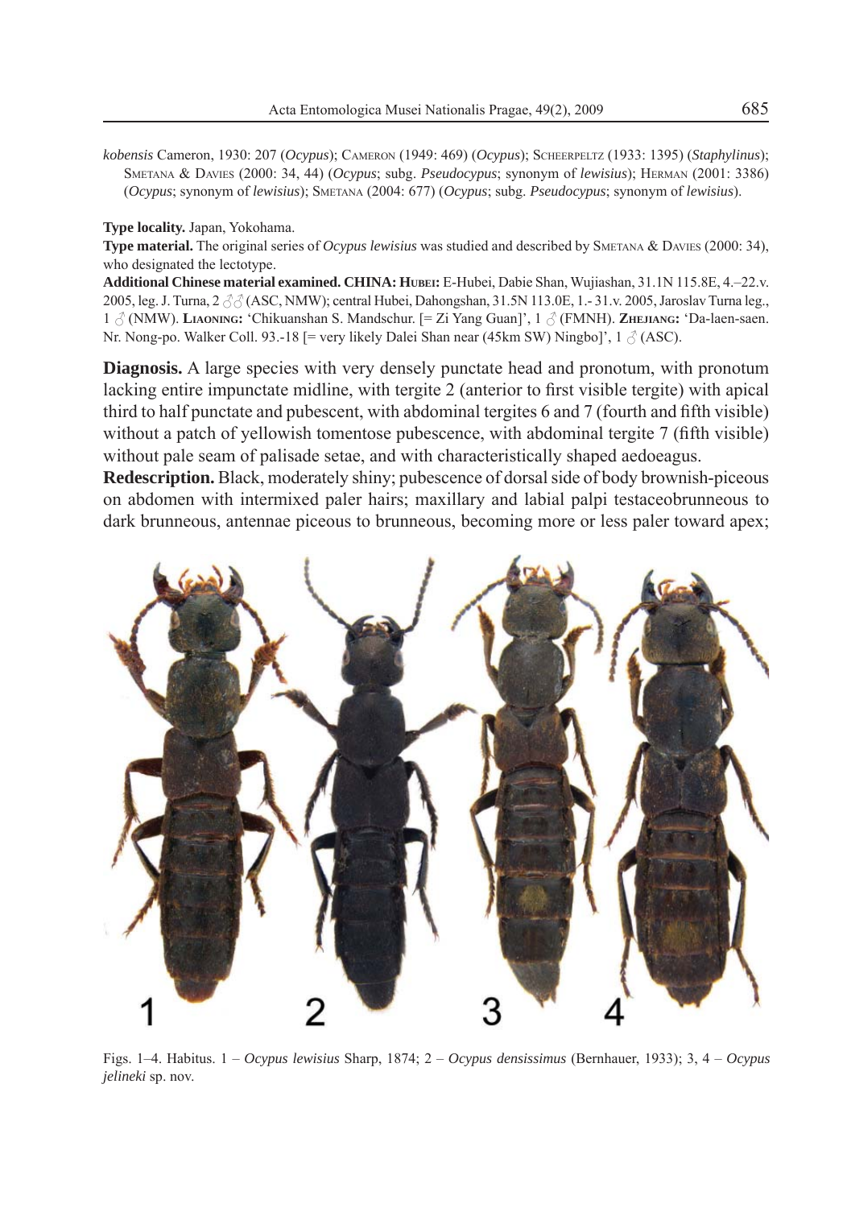*kobensis* Cameron, 1930: 207 (*Ocypus*); Cameron (1949: 469) (*Ocypus*); Scheerpeltz (1933: 1395) (*Staphylinus*); Smetana & Davies (2000: 34, 44) (*Ocypus*; subg. *Pseudocypus*; synonym of *lewisius*); Herman (2001: 3386) (*Ocypus*; synonym of *lewisius*); Smetana (2004: 677) (*Ocypus*; subg. *Pseudocypus*; synonym of *lewisius*).

**Type locality.** Japan, Yokohama.

**Type material.** The original series of *Ocypus lewisius* was studied and described by Smetana & Davies (2000: 34), who designated the lectotype.

**Additional Chinese material examined. CHINA: Hubei:** E-Hubei, Dabie Shan, Wujiashan, 31.1N 115.8E, 4.–22.v. 2005, leg. J. Turna, 2 ♂♂ (ASC, NMW); central Hubei, Dahongshan, 31.5N 113.0E, 1.- 31.v. 2005, Jaroslav Turna leg., 1 ♂ (NMW). **Liaoning:** 'Chikuanshan S. Mandschur. [= Zi Yang Guan]', 1 ♂ (FMNH). **Zhejiang:** 'Da-laen-saen. Nr. Nong-po. Walker Coll. 93.-18 [= very likely Dalei Shan near (45km SW) Ningbo]', 1 ♂ (ASC).

**Diagnosis.** A large species with very densely punctate head and pronotum, with pronotum lacking entire impunctate midline, with tergite 2 (anterior to first visible tergite) with apical third to half punctate and pubescent, with abdominal tergites 6 and 7 (fourth and fifth visible) without a patch of yellowish tomentose pubescence, with abdominal tergite 7 (fifth visible) without pale seam of palisade setae, and with characteristically shaped aedoeagus.

**Redescription.** Black, moderately shiny; pubescence of dorsal side of body brownish-piceous on abdomen with intermixed paler hairs; maxillary and labial palpi testaceobrunneous to dark brunneous, antennae piceous to brunneous, becoming more or less paler toward apex;

Figs. 1–4. Habitus. 1 – *Ocypus lewisius* Sharp, 1874; 2 – *Ocypus densissimus* (Bernhauer, 1933); 3, 4 – *Ocypus jelineki* sp. nov.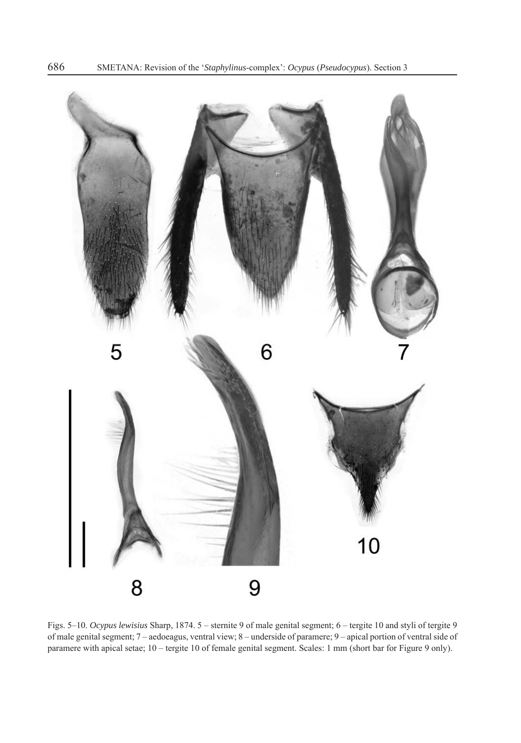Figs. 5–10. *Ocypus lewisius* Sharp, 1874. 5 – sternite 9 of male genital segment; 6 – tergite 10 and styli of tergite 9 of male genital segment; 7 – aedoeagus, ventral view; 8 – underside of paramere; 9 – apical portion of ventral side of paramere with apical setae; 10 – tergite 10 of female genital segment. Scales: 1 mm (short bar for Figure 9 only).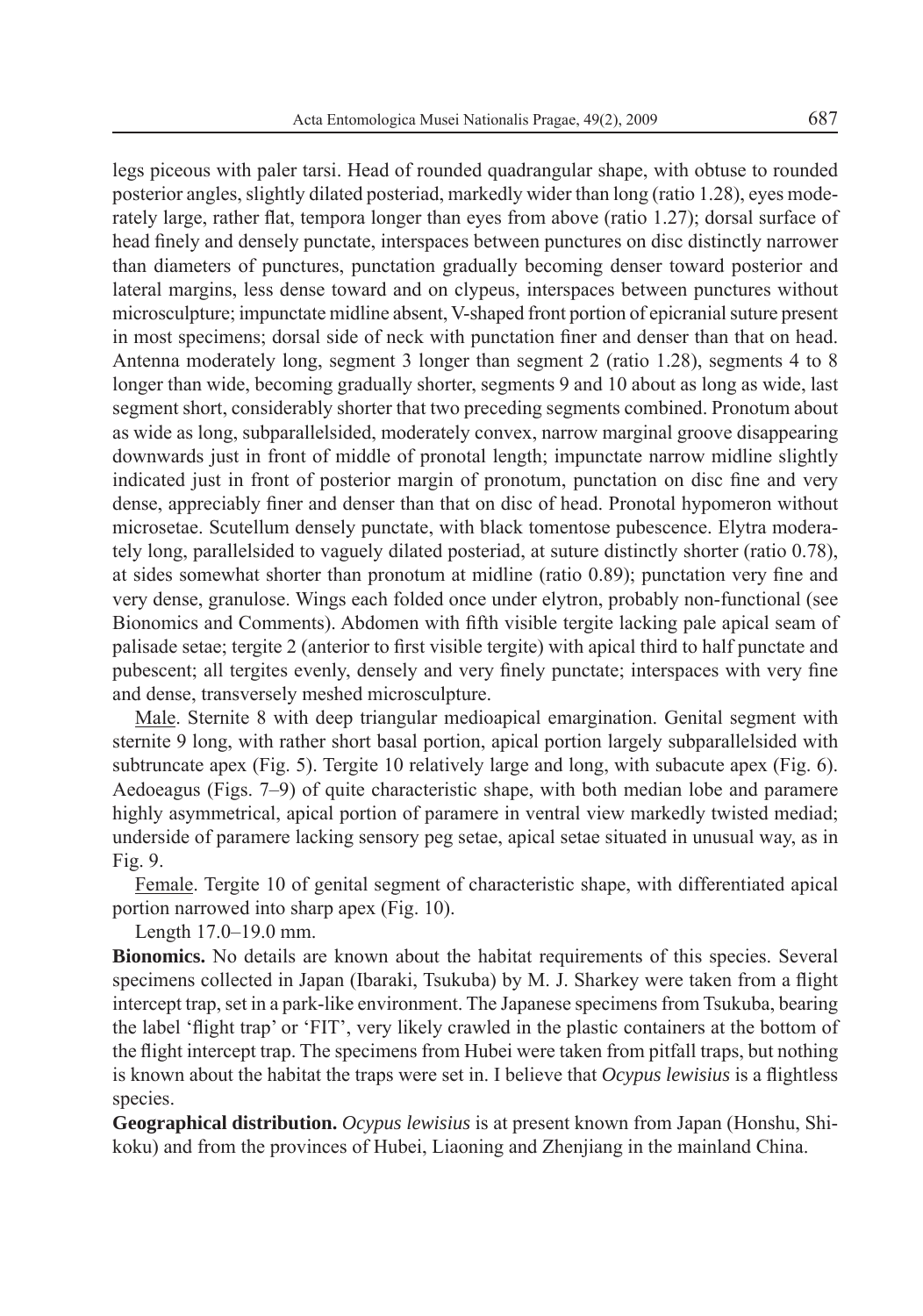legs piceous with paler tarsi. Head of rounded quadrangular shape, with obtuse to rounded posterior angles, slightly dilated posteriad, markedly wider than long (ratio 1.28), eyes moderately large, rather flat, tempora longer than eyes from above (ratio 1.27); dorsal surface of head finely and densely punctate, interspaces between punctures on disc distinctly narrower than diameters of punctures, punctation gradually becoming denser toward posterior and lateral margins, less dense toward and on clypeus, interspaces between punctures without microsculpture; impunctate midline absent, V-shaped front portion of epicranial suture present in most specimens; dorsal side of neck with punctation finer and denser than that on head. Antenna moderately long, segment 3 longer than segment 2 (ratio 1.28), segments 4 to 8 longer than wide, becoming gradually shorter, segments 9 and 10 about as long as wide, last segment short, considerably shorter that two preceding segments combined. Pronotum about as wide as long, subparallelsided, moderately convex, narrow marginal groove disappearing downwards just in front of middle of pronotal length; impunctate narrow midline slightly indicated just in front of posterior margin of pronotum, punctation on disc fine and very dense, appreciably finer and denser than that on disc of head. Pronotal hypomeron without microsetae. Scutellum densely punctate, with black tomentose pubescence. Elytra moderately long, parallelsided to vaguely dilated posteriad, at suture distinctly shorter (ratio 0.78), at sides somewhat shorter than pronotum at midline (ratio 0.89); punctation very fine and very dense, granulose. Wings each folded once under elytron, probably non-functional (see Bionomics and Comments). Abdomen with fifth visible tergite lacking pale apical seam of palisade setae; tergite 2 (anterior to first visible tergite) with apical third to half punctate and pubescent; all tergites evenly, densely and very finely punctate; interspaces with very fine and dense, transversely meshed microsculpture.

Male. Sternite 8 with deep triangular medioapical emargination. Genital segment with sternite 9 long, with rather short basal portion, apical portion largely subparallelsided with subtruncate apex (Fig. 5). Tergite 10 relatively large and long, with subacute apex (Fig. 6). Aedoeagus (Figs. 7–9) of quite characteristic shape, with both median lobe and paramere highly asymmetrical, apical portion of paramere in ventral view markedly twisted mediad; underside of paramere lacking sensory peg setae, apical setae situated in unusual way, as in Fig. 9.

Female. Tergite 10 of genital segment of characteristic shape, with differentiated apical portion narrowed into sharp apex (Fig. 10).

Length 17.0–19.0 mm.

**Bionomics.** No details are known about the habitat requirements of this species. Several specimens collected in Japan (Ibaraki, Tsukuba) by M. J. Sharkey were taken from a flight intercept trap, set in a park-like environment. The Japanese specimens from Tsukuba, bearing the label 'flight trap' or 'FIT', very likely crawled in the plastic containers at the bottom of the flight intercept trap. The specimens from Hubei were taken from pitfall traps, but nothing is known about the habitat the traps were set in. I believe that *Ocypus lewisius* is a flightless species.

**Geographical distribution.** *Ocypus lewisius* is at present known from Japan (Honshu, Shikoku) and from the provinces of Hubei, Liaoning and Zhenjiang in the mainland China.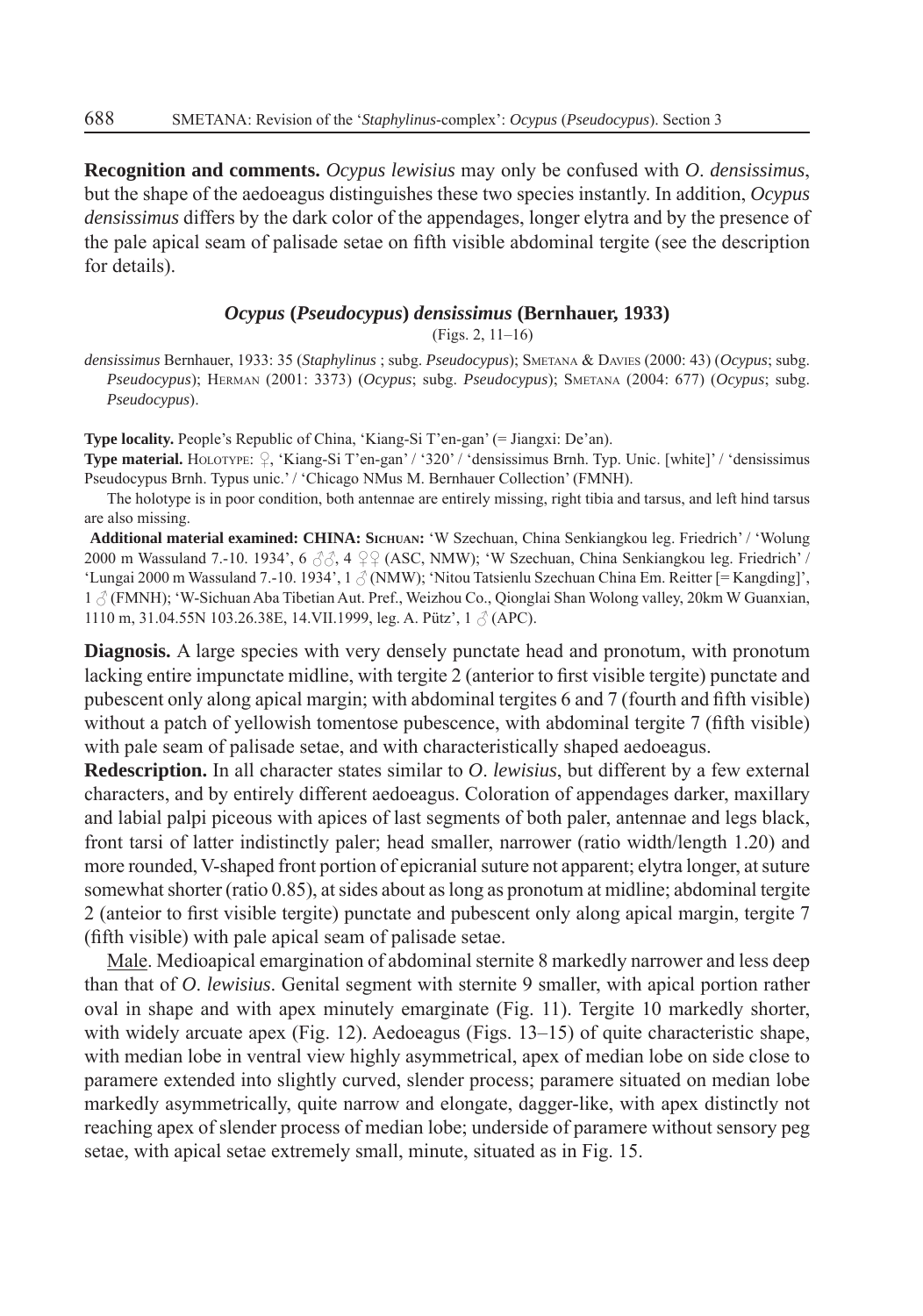**Recognition and comments.** *Ocypus lewisius* may only be confused with *O*. *densissimus*, but the shape of the aedoeagus distinguishes these two species instantly. In addition, *Ocypus densissimus* differs by the dark color of the appendages, longer elytra and by the presence of the pale apical seam of palisade setae on fifth visible abdominal tergite (see the description for details).

### *Ocypus* (*Pseudocypus*) *densissimus* (Bernhauer, 1933)

(Figs. 2, 11–16)

*densissimus* Bernhauer, 1933: 35 (*Staphylinus* ; subg. *Pseudocypus*); Smetana & Davies (2000: 43) (*Ocypus*; subg. *Pseudocypus*); Herman (2001: 3373) (*Ocypus*; subg. *Pseudocypus*); Smetana (2004: 677) (*Ocypus*; subg. *Pseudocypus*).

**Type locality.** People's Republic of China, 'Kiang-Si T'en-gan' (= Jiangxi: De'an).

**Type material.** Holotype: ♀, 'Kiang-Si T'en-gan' / '320' / 'densissimus Brnh. Typ. Unic. [white]' / 'densissimus Pseudocypus Brnh. Typus unic.' / 'Chicago NMus M. Bernhauer Collection' (FMNH).

The holotype is in poor condition, both antennae are entirely missing, right tibia and tarsus, and left hind tarsus are also missing.

**Additional material examined: CHINA: Sichuan:** 'W Szechuan, China Senkiangkou leg. Friedrich' / 'Wolung 2000 m Wassuland 7.-10. 1934', 6 ♂♂, 4 ♀♀ (ASC, NMW); 'W Szechuan, China Senkiangkou leg. Friedrich' / 'Lungai 2000 m Wassuland 7.-10. 1934', 1 ♂ (NMW); 'Nitou Tatsienlu Szechuan China Em. Reitter [= Kangding]', 1 ♂ (FMNH); 'W-Sichuan Aba Tibetian Aut. Pref., Weizhou Co., Qionglai Shan Wolong valley, 20km W Guanxian, 1110 m, 31.04.55N 103.26.38E, 14.VII.1999, leg. A. Pütz', 1 ♂ (APC).

**Diagnosis.** A large species with very densely punctate head and pronotum, with pronotum lacking entire impunctate midline, with tergite 2 (anterior to first visible tergite) punctate and pubescent only along apical margin; with abdominal tergites 6 and 7 (fourth and fifth visible) without a patch of yellowish tomentose pubescence, with abdominal tergite 7 (fifth visible) with pale seam of palisade setae, and with characteristically shaped aedoeagus.

**Redescription.** In all character states similar to *O*. *lewisius*, but different by a few external characters, and by entirely different aedoeagus. Coloration of appendages darker, maxillary and labial palpi piceous with apices of last segments of both paler, antennae and legs black, front tarsi of latter indistinctly paler; head smaller, narrower (ratio width/length 1.20) and more rounded, V-shaped front portion of epicranial suture not apparent; elytra longer, at suture somewhat shorter (ratio 0.85), at sides about as long as pronotum at midline; abdominal tergite 2 (anteior to first visible tergite) punctate and pubescent only along apical margin, tergite 7 (fifth visible) with pale apical seam of palisade setae.

Male. Medioapical emargination of abdominal sternite 8 markedly narrower and less deep than that of *O*. *lewisius*. Genital segment with sternite 9 smaller, with apical portion rather oval in shape and with apex minutely emarginate (Fig. 11). Tergite 10 markedly shorter, with widely arcuate apex (Fig. 12). Aedoeagus (Figs. 13–15) of quite characteristic shape, with median lobe in ventral view highly asymmetrical, apex of median lobe on side close to paramere extended into slightly curved, slender process; paramere situated on median lobe markedly asymmetrically, quite narrow and elongate, dagger-like, with apex distinctly not reaching apex of slender process of median lobe; underside of paramere without sensory peg setae, with apical setae extremely small, minute, situated as in Fig. 15.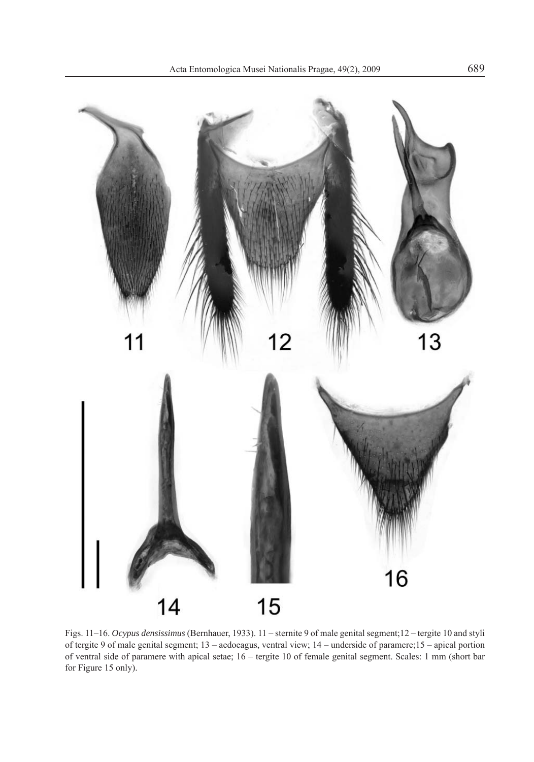Figs. 11–16. *Ocypus densissimus* (Bernhauer, 1933). 11 – sternite 9 of male genital segment;12 – tergite 10 and styli of tergite 9 of male genital segment; 13 – aedoeagus, ventral view; 14 – underside of paramere;15 – apical portion of ventral side of paramere with apical setae; 16 – tergite 10 of female genital segment. Scales: 1 mm (short bar for Figure 15 only).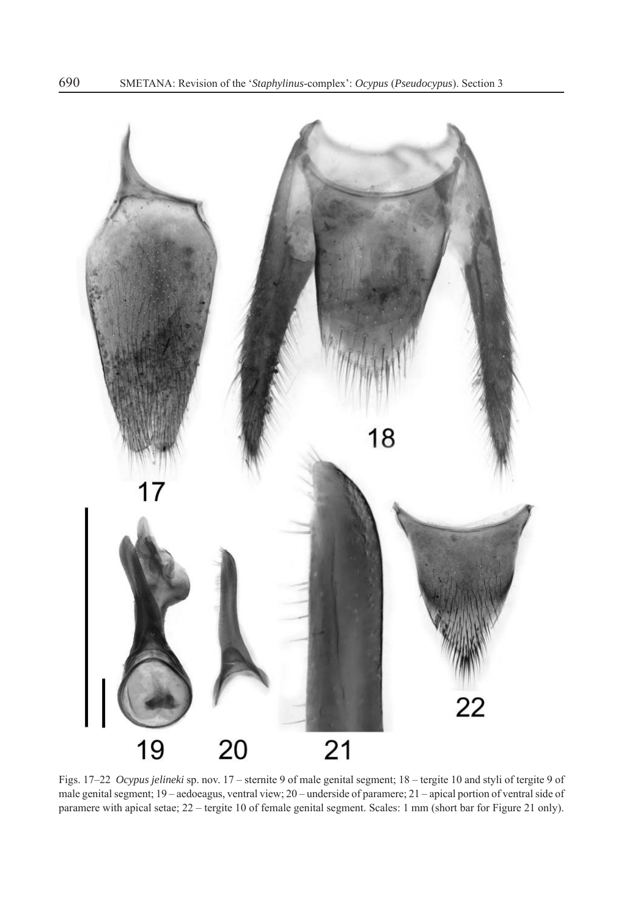Figs. 17–22 *Ocypus jelineki* sp. nov. 17 – sternite 9 of male genital segment; 18 – tergite 10 and styli of tergite 9 of male genital segment; 19 – aedoeagus, ventral view; 20 – underside of paramere; 21 – apical portion of ventral side of paramere with apical setae; 22 – tergite 10 of female genital segment. Scales: 1 mm (short bar for Figure 21 only).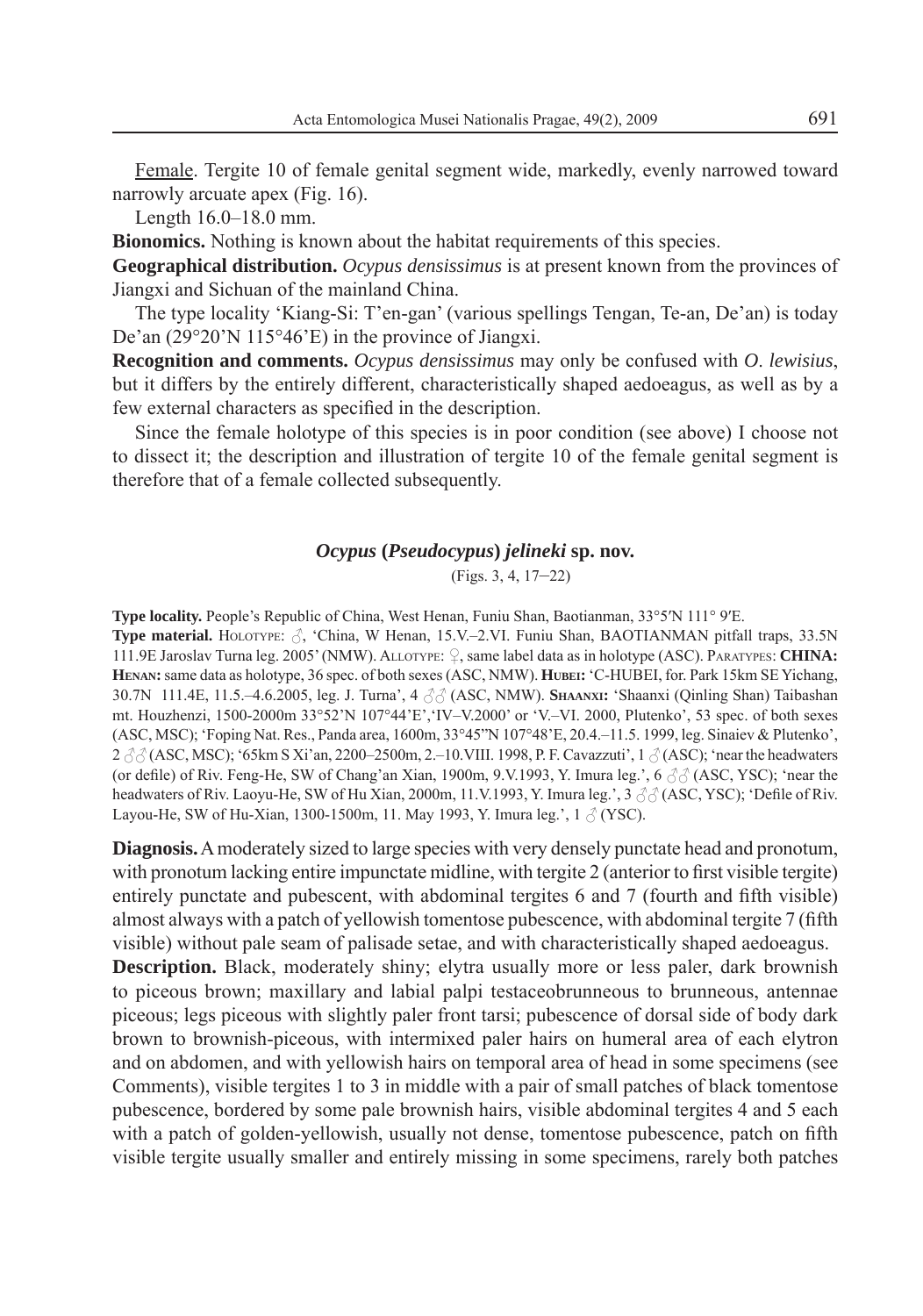Female. Tergite 10 of female genital segment wide, markedly, evenly narrowed toward narrowly arcuate apex (Fig. 16).

Length 16.0–18.0 mm.

**Bionomics.** Nothing is known about the habitat requirements of this species.

**Geographical distribution.** *Ocypus densissimus* is at present known from the provinces of Jiangxi and Sichuan of the mainland China.

The type locality 'Kiang-Si: T'en-gan' (various spellings Tengan, Te-an, De'an) is today De'an (29°20'N 115°46'E) in the province of Jiangxi.

**Recognition and comments.** *Ocypus densissimus* may only be confused with *O. lewisius*, but it differs by the entirely different, characteristically shaped aedoeagus, as well as by a few external characters as specified in the description.

Since the female holotype of this species is in poor condition (see above) I choose not to dissect it; the description and illustration of tergite 10 of the female genital segment is therefore that of a female collected subsequently.

### *Ocypus* (*Pseudocypus*) *jelineki* sp. nov.

(Figs. 3, 4, 17–22)

**Type locality.** People's Republic of China, West Henan, Funiu Shan, Baotianman, 33°5′N 111° 9′E.

**Type material.** Holotype: ♂, 'China, W Henan, 15.V.–2.VI. Funiu Shan, BAOTIANMAN pitfall traps, 33.5N 111.9E Jaroslav Turna leg. 2005' (NMW). Allotype: ♀, same label data as in holotype (ASC). Paratypes: **CHINA: Henan:** same data as holotype, 36 spec. of both sexes (ASC, NMW). **Hubei:** 'C-HUBEI, for. Park 15km SE Yichang, 30.7N 111.4E, 11.5.–4.6.2005, leg. J. Turna', 4 ♂♂ (ASC, NMW). **Shaanxi:** 'Shaanxi (Qinling Shan) Taibashan mt. Houzhenzi, 1500-2000m 33°52'N 107°44'E','IV–V.2000' or 'V.–VI. 2000, Plutenko', 53 spec. of both sexes (ASC, MSC); 'Foping Nat. Res., Panda area, 1600m, 33°45"N 107°48'E, 20.4.–11.5. 1999, leg. Sinaiev & Plutenko', 2 ♂♂ (ASC, MSC); '65km S Xi'an, 2200–2500m, 2.–10.VIII. 1998, P. F. Cavazzuti', 1 ♂ (ASC); 'near the headwaters (or defile) of Riv. Feng-He, SW of Chang'an Xian, 1900m, 9.V.1993, Y. Imura leg.', 6 ♂♂ (ASC, YSC); 'near the headwaters of Riv. Laoyu-He, SW of Hu Xian, 2000m, 11.V.1993, Y. Imura leg.', 3 ♂♂ (ASC, YSC); 'Defile of Riv. Layou-He, SW of Hu-Xian, 1300-1500m, 11. May 1993, Y. Imura leg.', 1 ♂ (YSC).

**Diagnosis.** A moderately sized to large species with very densely punctate head and pronotum, with pronotum lacking entire impunctate midline, with tergite 2 (anterior to first visible tergite) entirely punctate and pubescent, with abdominal tergites 6 and 7 (fourth and fifth visible) almost always with a patch of yellowish tomentose pubescence, with abdominal tergite 7 (fifth visible) without pale seam of palisade setae, and with characteristically shaped aedoeagus.

**Description.** Black, moderately shiny; elytra usually more or less paler, dark brownish to piceous brown; maxillary and labial palpi testaceobrunneous to brunneous, antennae piceous; legs piceous with slightly paler front tarsi; pubescence of dorsal side of body dark brown to brownish-piceous, with intermixed paler hairs on humeral area of each elytron and on abdomen, and with yellowish hairs on temporal area of head in some specimens (see Comments), visible tergites 1 to 3 in middle with a pair of small patches of black tomentose pubescence, bordered by some pale brownish hairs, visible abdominal tergites 4 and 5 each with a patch of golden-yellowish, usually not dense, tomentose pubescence, patch on fifth visible tergite usually smaller and entirely missing in some specimens, rarely both patches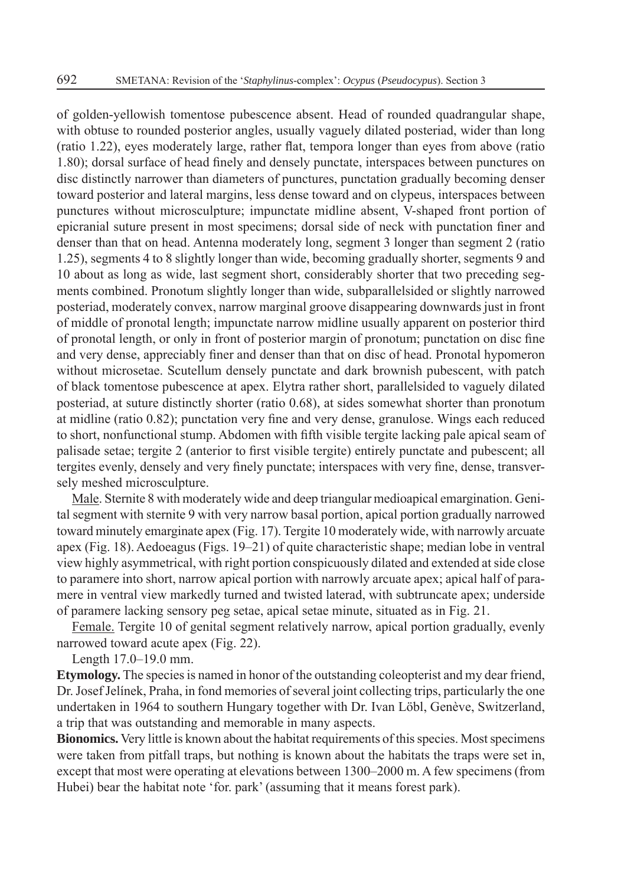of golden-yellowish tomentose pubescence absent. Head of rounded quadrangular shape, with obtuse to rounded posterior angles, usually vaguely dilated posteriad, wider than long (ratio 1.22), eyes moderately large, rather flat, tempora longer than eyes from above (ratio 1.80); dorsal surface of head finely and densely punctate, interspaces between punctures on disc distinctly narrower than diameters of punctures, punctation gradually becoming denser toward posterior and lateral margins, less dense toward and on clypeus, interspaces between punctures without microsculpture; impunctate midline absent, V-shaped front portion of epicranial suture present in most specimens; dorsal side of neck with punctation finer and denser than that on head. Antenna moderately long, segment 3 longer than segment 2 (ratio 1.25), segments 4 to 8 slightly longer than wide, becoming gradually shorter, segments 9 and 10 about as long as wide, last segment short, considerably shorter that two preceding segments combined. Pronotum slightly longer than wide, subparallelsided or slightly narrowed posteriad, moderately convex, narrow marginal groove disappearing downwards just in front of middle of pronotal length; impunctate narrow midline usually apparent on posterior third of pronotal length, or only in front of posterior margin of pronotum; punctation on disc fine and very dense, appreciably finer and denser than that on disc of head. Pronotal hypomeron without microsetae. Scutellum densely punctate and dark brownish pubescent, with patch of black tomentose pubescence at apex. Elytra rather short, parallelsided to vaguely dilated posteriad, at suture distinctly shorter (ratio 0.68), at sides somewhat shorter than pronotum at midline (ratio 0.82); punctation very fine and very dense, granulose. Wings each reduced to short, nonfunctional stump. Abdomen with fifth visible tergite lacking pale apical seam of palisade setae; tergite 2 (anterior to first visible tergite) entirely punctate and pubescent; all tergites evenly, densely and very finely punctate; interspaces with very fine, dense, transversely meshed microsculpture.

Male. Sternite 8 with moderately wide and deep triangular medioapical emargination. Genital segment with sternite 9 with very narrow basal portion, apical portion gradually narrowed toward minutely emarginate apex (Fig. 17). Tergite 10 moderately wide, with narrowly arcuate apex (Fig. 18). Aedoeagus (Figs. 19–21) of quite characteristic shape; median lobe in ventral view highly asymmetrical, with right portion conspicuously dilated and extended at side close to paramere into short, narrow apical portion with narrowly arcuate apex; apical half of paramere in ventral view markedly turned and twisted laterad, with subtruncate apex; underside of paramere lacking sensory peg setae, apical setae minute, situated as in Fig. 21.

Female. Tergite 10 of genital segment relatively narrow, apical portion gradually, evenly narrowed toward acute apex (Fig. 22).

Length 17.0–19.0 mm.

**Etymology.** The species is named in honor of the outstanding coleopterist and my dear friend, Dr. Josef Jelínek, Praha, in fond memories of several joint collecting trips, particularly the one undertaken in 1964 to southern Hungary together with Dr. Ivan Löbl, Genève, Switzerland, a trip that was outstanding and memorable in many aspects.

**Bionomics.** Very little is known about the habitat requirements of this species. Most specimens were taken from pitfall traps, but nothing is known about the habitats the traps were set in, except that most were operating at elevations between 1300–2000 m. A few specimens (from Hubei) bear the habitat note 'for. park' (assuming that it means forest park).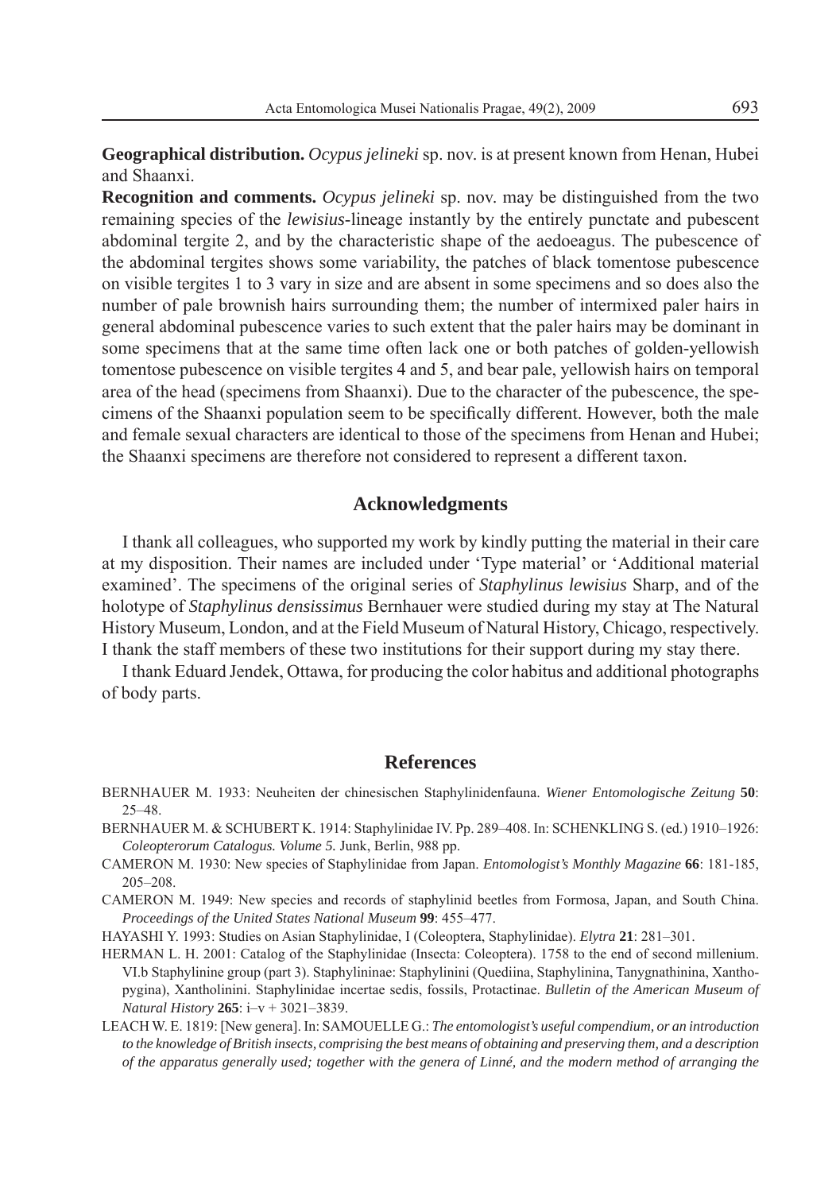**Geographical distribution.** *Ocypus jelineki* sp. nov. is at present known from Henan, Hubei and Shaanxi.

**Recognition and comments.** *Ocypus jelineki* sp. nov. may be distinguished from the two remaining species of the *lewisius*-lineage instantly by the entirely punctate and pubescent abdominal tergite 2, and by the characteristic shape of the aedoeagus. The pubescence of the abdominal tergites shows some variability, the patches of black tomentose pubescence on visible tergites 1 to 3 vary in size and are absent in some specimens and so does also the number of pale brownish hairs surrounding them; the number of intermixed paler hairs in general abdominal pubescence varies to such extent that the paler hairs may be dominant in some specimens that at the same time often lack one or both patches of golden-yellowish tomentose pubescence on visible tergites 4 and 5, and bear pale, yellowish hairs on temporal area of the head (specimens from Shaanxi). Due to the character of the pubescence, the specimens of the Shaanxi population seem to be specifically different. However, both the male and female sexual characters are identical to those of the specimens from Henan and Hubei; the Shaanxi specimens are therefore not considered to represent a different taxon.

## Acknowledgments

I thank all colleagues, who supported my work by kindly putting the material in their care at my disposition. Their names are included under 'Type material' or 'Additional material examined'. The specimens of the original series of *Staphylinus lewisius* Sharp, and of the holotype of *Staphylinus densissimus* Bernhauer were studied during my stay at The Natural History Museum, London, and at the Field Museum of Natural History, Chicago, respectively. I thank the staff members of these two institutions for their support during my stay there.

I thank Eduard Jendek, Ottawa, for producing the color habitus and additional photographs of body parts.

## References

BERNHAUER M. 1933: Neuheiten der chinesischen Staphylinidenfauna. *Wiener Entomologische Zeitung* **50**: 25–48.

BERNHAUER M. & SCHUBERT K. 1914: Staphylinidae IV. Pp. 289–408. In: SCHENKLING S. (ed.) 1910–1926: *Coleopterorum Catalogus. Volume 5.* Junk, Berlin, 988 pp.

CAMERON M. 1930: New species of Staphylinidae from Japan. *Entomologist's Monthly Magazine* **66**: 181-185, 205–208.

CAMERON M. 1949: New species and records of staphylinid beetles from Formosa, Japan, and South China. *Proceedings of the United States National Museum* **99**: 455–477.

HAYASHI Y. 1993: Studies on Asian Staphylinidae, I (Coleoptera, Staphylinidae). *Elytra* **21**: 281–301.

HERMAN L. H. 2001: Catalog of the Staphylinidae (Insecta: Coleoptera). 1758 to the end of second millenium. VI.b Staphylinine group (part 3). Staphylininae: Staphylinini (Quediina, Staphylinina, Tanygnathinina, Xanthopygina), Xantholinini. Staphylinidae incertae sedis, fossils, Protactinae. *Bulletin of the American Museum of Natural History* **265**: i–v + 3021–3839.

LEACH W. E. 1819: [New genera]. In: SAMOUELLE G.: *The entomologist's useful compendium, or an introduction to the knowledge of British insects, comprising the best means of obtaining and preserving them, and a description of the apparatus generally used; together with the genera of Linné, and the modern method of arranging the*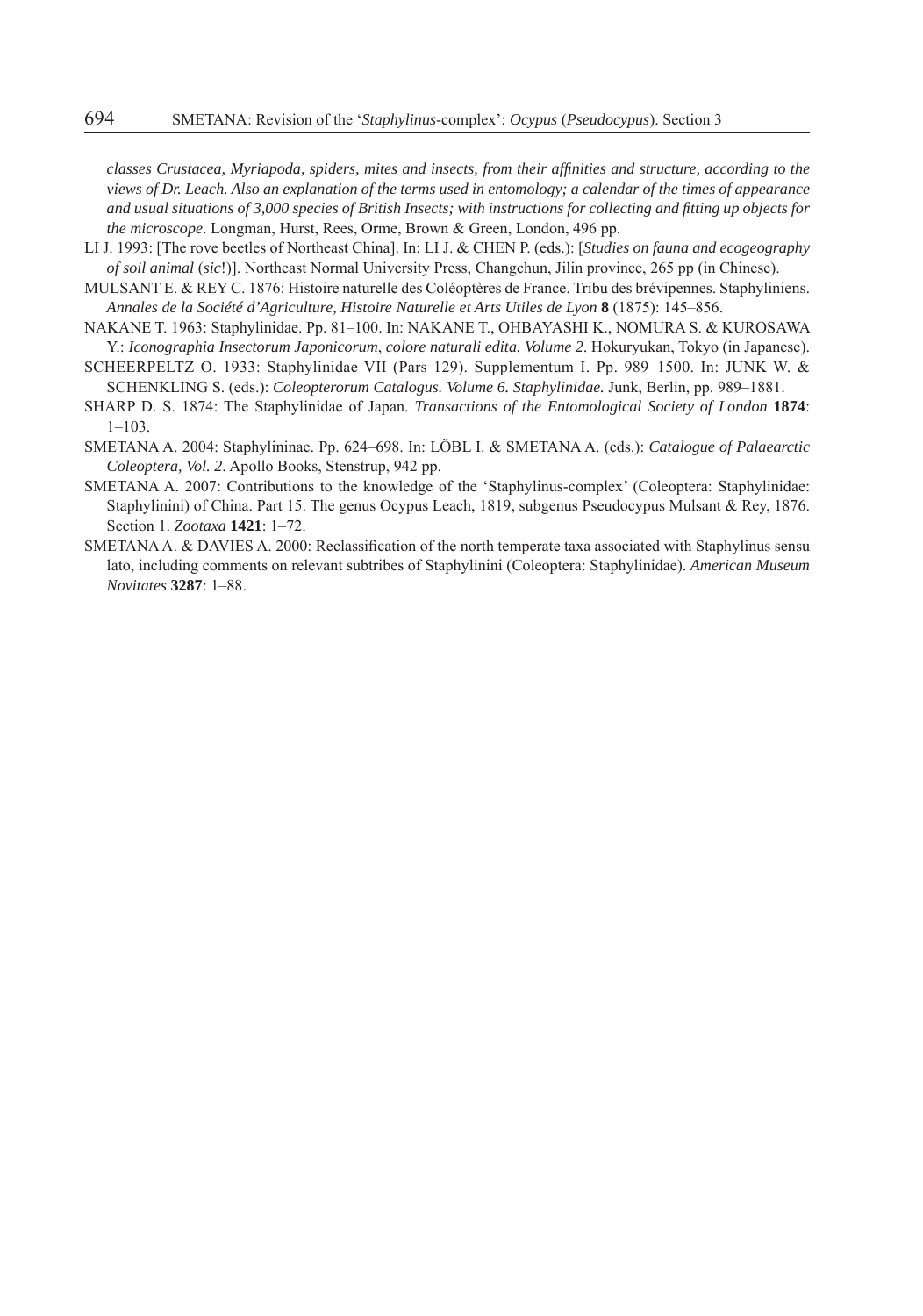*classes Crustacea, Myriapoda, spiders, mites and insects, from their affinities and structure, according to the views of Dr. Leach. Also an explanation of the terms used in entomology; a calendar of the times of appearance and usual situations of 3,000 species of British Insects; with instructions for collecting and fitting up objects for the microscope*. Longman, Hurst, Rees, Orme, Brown & Green, London, 496 pp.

LI J. 1993: [The rove beetles of Northeast China]. In: LI J. & CHEN P. (eds.): [*Studies on fauna and ecogeography of soil animal* (*sic*!)]. Northeast Normal University Press, Changchun, Jilin province, 265 pp (in Chinese).

MULSANT E. & REY C. 1876: Histoire naturelle des Coléoptères de France. Tribu des brévipennes. Staphyliniens. *Annales de la Société d'Agriculture, Histoire Naturelle et Arts Utiles de Lyon* **8** (1875): 145–856.

NAKANE T. 1963: Staphylinidae. Pp. 81–100. In: NAKANE T., OHBAYASHI K., NOMURA S. & KUROSAWA Y.: *Iconographia Insectorum Japonicorum*, *colore naturali edita. Volume 2*. Hokuryukan, Tokyo (in Japanese).

SCHEERPELTZ O. 1933: Staphylinidae VII (Pars 129). Supplementum I. Pp. 989–1500. In: JUNK W. & SCHENKLING S. (eds.): *Coleopterorum Catalogus. Volume 6. Staphylinidae.* Junk, Berlin, pp. 989–1881.

SHARP D. S. 1874: The Staphylinidae of Japan. *Transactions of the Entomological Society of London* **1874**: 1–103.

SMETANA A. 2004: Staphylininae. Pp. 624–698. In: LÖBL I. & SMETANA A. (eds.): *Catalogue of Palaearctic Coleoptera, Vol. 2*. Apollo Books, Stenstrup, 942 pp.

SMETANA A. 2007: Contributions to the knowledge of the 'Staphylinus-complex' (Coleoptera: Staphylinidae: Staphylinini) of China. Part 15. The genus Ocypus Leach, 1819, subgenus Pseudocypus Mulsant & Rey, 1876. Section 1. *Zootaxa* **1421**: 1–72.

SMETANA A. & DAVIES A. 2000: Reclassification of the north temperate taxa associated with Staphylinus sensu lato, including comments on relevant subtribes of Staphylinini (Coleoptera: Staphylinidae). *American Museum Novitates* **3287**: 1–88.